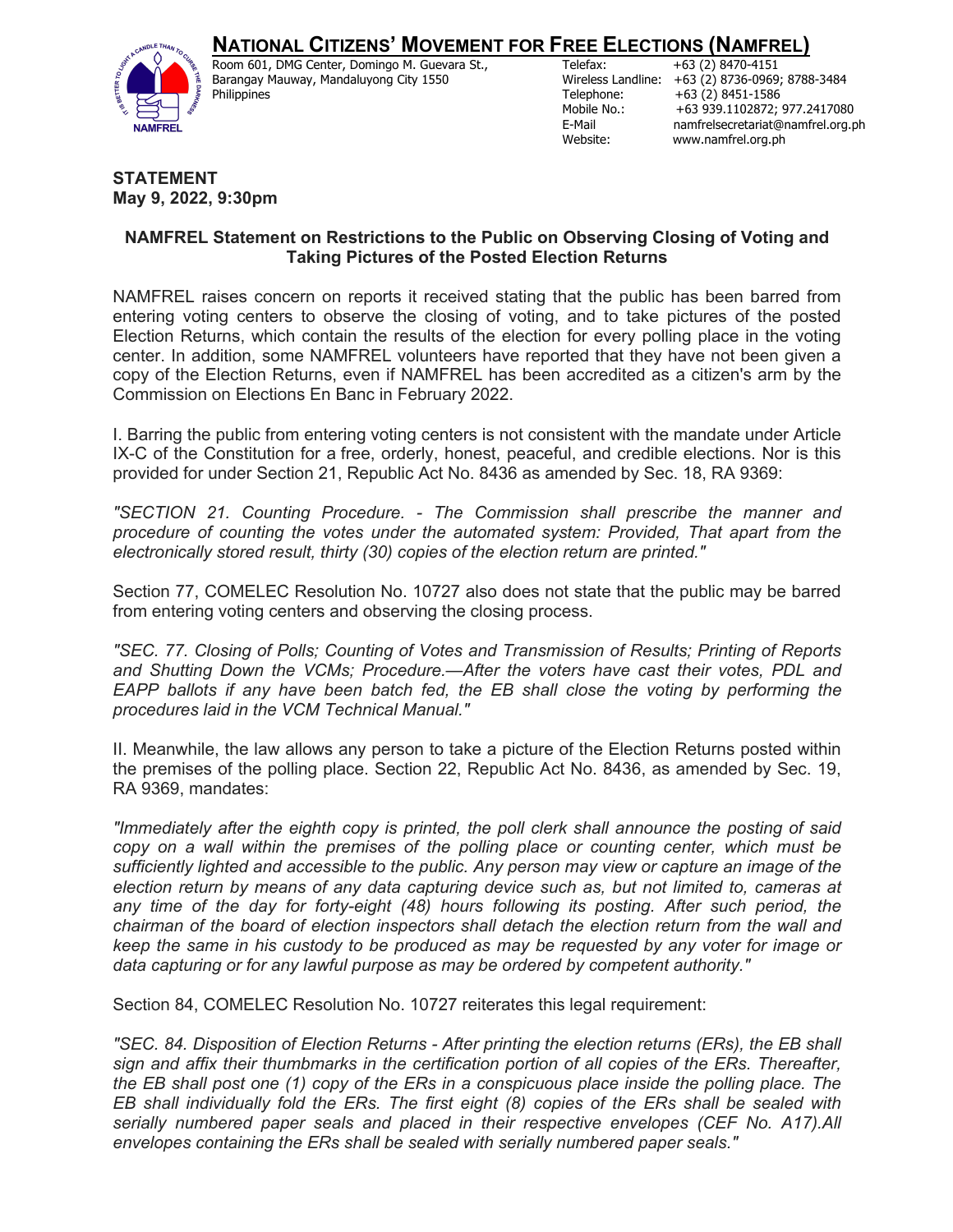# NATIONAL CITIZENS' MOVEMENT FOR FREE ELECTIONS (NAMFREL)

Room 601, DMG Center, Domingo M. Guevara St.,
Barangay Mauway, Mandaluyong City 1550
Philippines

Telefax: +63 (2) 8470-4151
Wireless Landline: +63 (2) 8736-0969; 8788-3484
Telephone: +63 (2) 8451-1586
Mobile No.: +63 939.1102872; 977.2417080
E-Mail: namfrelsecretariat@namfrel.org.ph
Website: www.namfrel.org.ph

**STATEMENT**
**May 9, 2022, 9:30pm**

## NAMFREL Statement on Restrictions to the Public on Observing Closing of Voting and Taking Pictures of the Posted Election Returns

NAMFREL raises concern on reports it received stating that the public has been barred from entering voting centers to observe the closing of voting, and to take pictures of the posted Election Returns, which contain the results of the election for every polling place in the voting center. In addition, some NAMFREL volunteers have reported that they have not been given a copy of the Election Returns, even if NAMFREL has been accredited as a citizen's arm by the Commission on Elections En Banc in February 2022.

I. Barring the public from entering voting centers is not consistent with the mandate under Article IX-C of the Constitution for a free, orderly, honest, peaceful, and credible elections. Nor is this provided for under Section 21, Republic Act No. 8436 as amended by Sec. 18, RA 9369:

*"SECTION 21. Counting Procedure. - The Commission shall prescribe the manner and procedure of counting the votes under the automated system: Provided, That apart from the electronically stored result, thirty (30) copies of the election return are printed."*

Section 77, COMELEC Resolution No. 10727 also does not state that the public may be barred from entering voting centers and observing the closing process.

*"SEC. 77. Closing of Polls; Counting of Votes and Transmission of Results; Printing of Reports and Shutting Down the VCMs; Procedure.—After the voters have cast their votes, PDL and EAPP ballots if any have been batch fed, the EB shall close the voting by performing the procedures laid in the VCM Technical Manual."*

II. Meanwhile, the law allows any person to take a picture of the Election Returns posted within the premises of the polling place. Section 22, Republic Act No. 8436, as amended by Sec. 19, RA 9369, mandates:

*"Immediately after the eighth copy is printed, the poll clerk shall announce the posting of said copy on a wall within the premises of the polling place or counting center, which must be sufficiently lighted and accessible to the public. Any person may view or capture an image of the election return by means of any data capturing device such as, but not limited to, cameras at any time of the day for forty-eight (48) hours following its posting. After such period, the chairman of the board of election inspectors shall detach the election return from the wall and keep the same in his custody to be produced as may be requested by any voter for image or data capturing or for any lawful purpose as may be ordered by competent authority."*

Section 84, COMELEC Resolution No. 10727 reiterates this legal requirement:

*"SEC. 84. Disposition of Election Returns - After printing the election returns (ERs), the EB shall sign and affix their thumbmarks in the certification portion of all copies of the ERs. Thereafter, the EB shall post one (1) copy of the ERs in a conspicuous place inside the polling place. The EB shall individually fold the ERs. The first eight (8) copies of the ERs shall be sealed with serially numbered paper seals and placed in their respective envelopes (CEF No. A17).All envelopes containing the ERs shall be sealed with serially numbered paper seals."*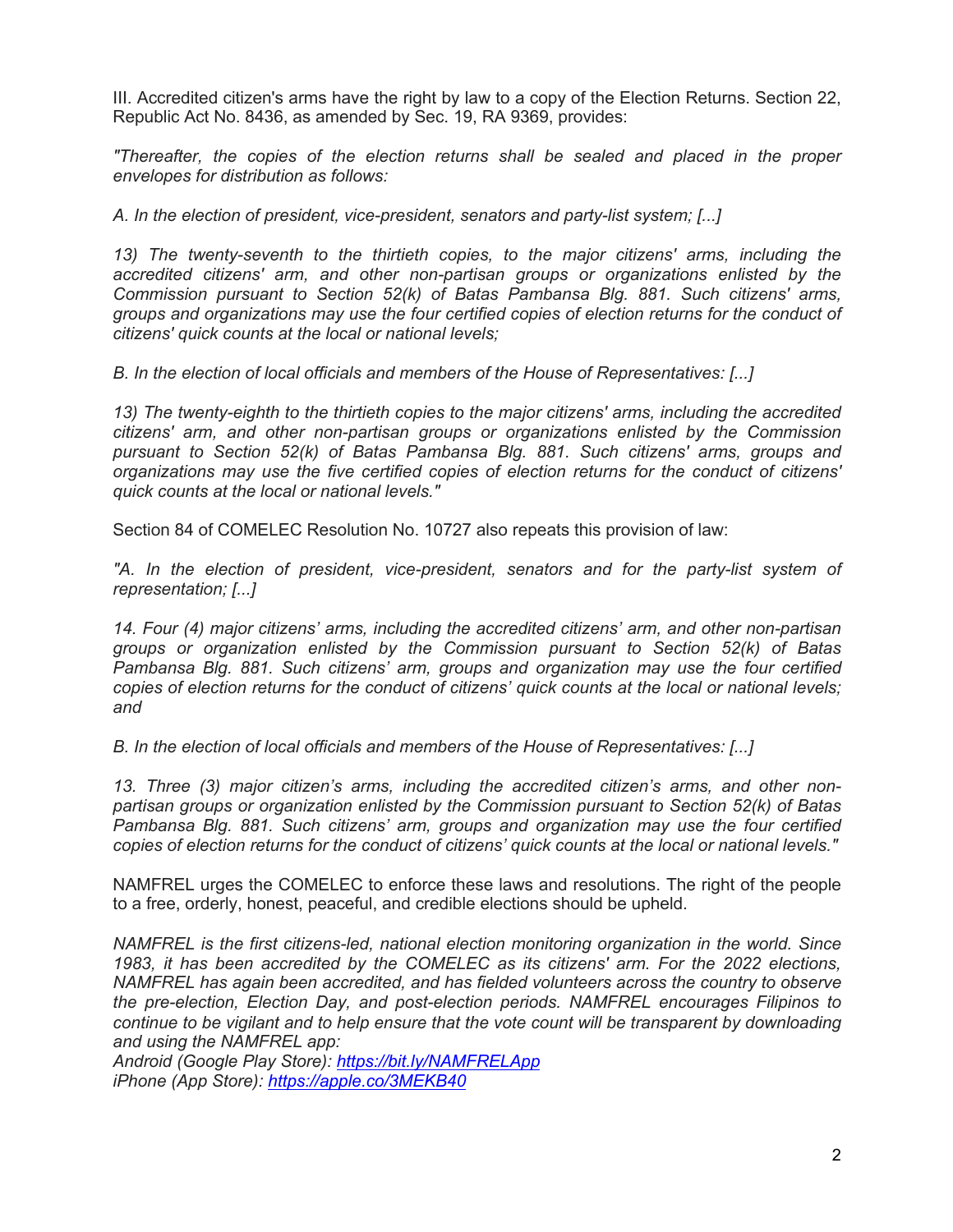III. Accredited citizen's arms have the right by law to a copy of the Election Returns. Section 22, Republic Act No. 8436, as amended by Sec. 19, RA 9369, provides:

*"Thereafter, the copies of the election returns shall be sealed and placed in the proper envelopes for distribution as follows:*

*A. In the election of president, vice-president, senators and party-list system; [...]*

*13) The twenty-seventh to the thirtieth copies, to the major citizens' arms, including the accredited citizens' arm, and other non-partisan groups or organizations enlisted by the Commission pursuant to Section 52(k) of Batas Pambansa Blg. 881. Such citizens' arms, groups and organizations may use the four certified copies of election returns for the conduct of citizens' quick counts at the local or national levels;*

*B. In the election of local officials and members of the House of Representatives: [...]*

*13) The twenty-eighth to the thirtieth copies to the major citizens' arms, including the accredited citizens' arm, and other non-partisan groups or organizations enlisted by the Commission pursuant to Section 52(k) of Batas Pambansa Blg. 881. Such citizens' arms, groups and organizations may use the five certified copies of election returns for the conduct of citizens' quick counts at the local or national levels."*

Section 84 of COMELEC Resolution No. 10727 also repeats this provision of law:

*"A. In the election of president, vice-president, senators and for the party-list system of representation; [...]*

*14. Four (4) major citizens' arms, including the accredited citizens' arm, and other non-partisan groups or organization enlisted by the Commission pursuant to Section 52(k) of Batas Pambansa Blg. 881. Such citizens' arm, groups and organization may use the four certified copies of election returns for the conduct of citizens' quick counts at the local or national levels; and*

*B. In the election of local officials and members of the House of Representatives: [...]*

*13. Three (3) major citizen's arms, including the accredited citizen's arms, and other non-partisan groups or organization enlisted by the Commission pursuant to Section 52(k) of Batas Pambansa Blg. 881. Such citizens' arm, groups and organization may use the four certified copies of election returns for the conduct of citizens' quick counts at the local or national levels."*

NAMFREL urges the COMELEC to enforce these laws and resolutions. The right of the people to a free, orderly, honest, peaceful, and credible elections should be upheld.

*NAMFREL is the first citizens-led, national election monitoring organization in the world. Since 1983, it has been accredited by the COMELEC as its citizens' arm. For the 2022 elections, NAMFREL has again been accredited, and has fielded volunteers across the country to observe the pre-election, Election Day, and post-election periods. NAMFREL encourages Filipinos to continue to be vigilant and to help ensure that the vote count will be transparent by downloading and using the NAMFREL app:*
*Android (Google Play Store): https://bit.ly/NAMFRELApp*
*iPhone (App Store): https://apple.co/3MEKB40*